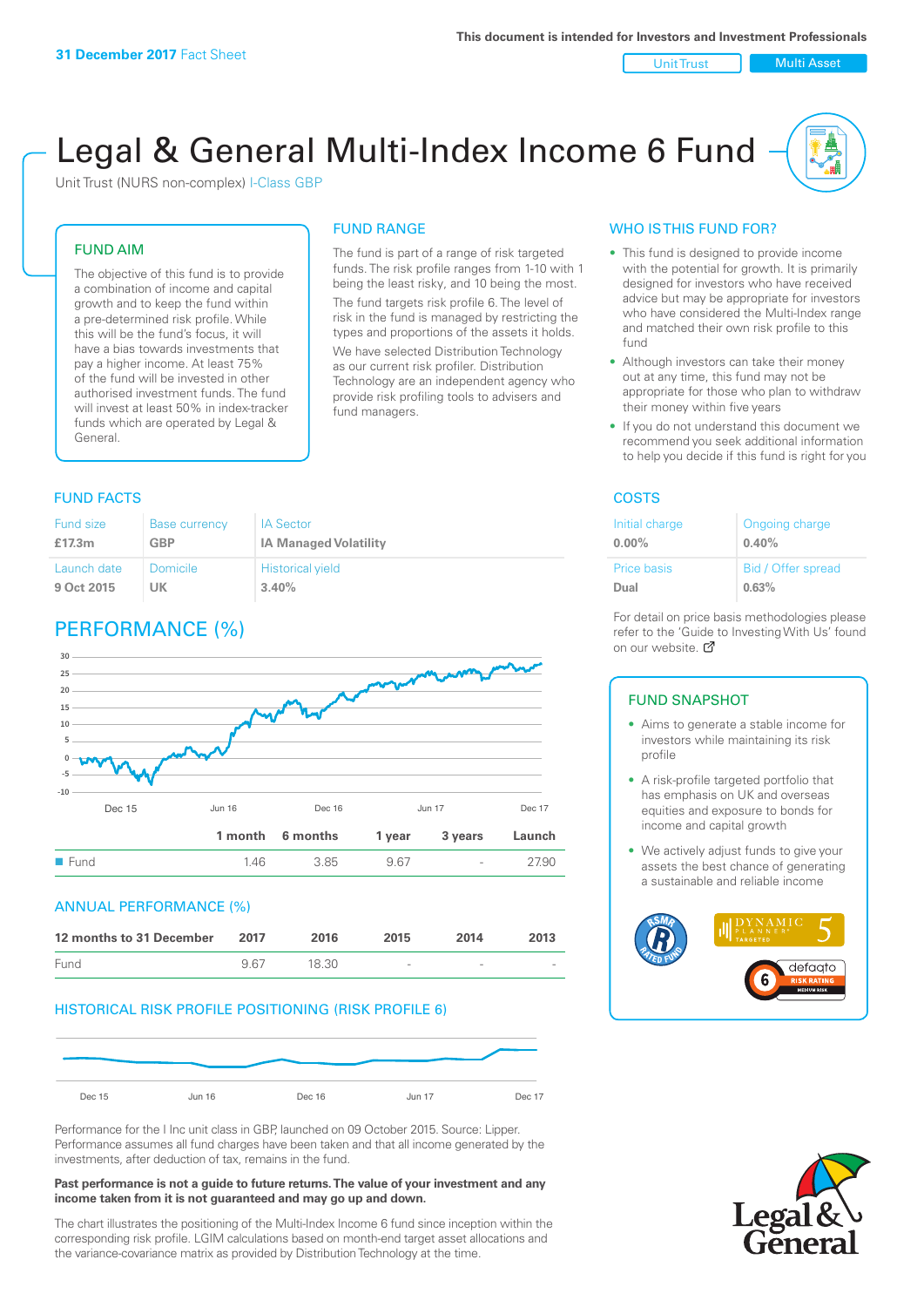**31 December 2017** Fact Sheet

This document is intended for Investors and Investment Professionals

Unit Trust | Multi Asset

# Legal & General Multi-Index Income 6 Fund

Unit Trust (NURS non-complex) I-Class GBP

## FUND AIM

The objective of this fund is to provide a combination of income and capital growth and to keep the fund within a pre-determined risk profile. While this will be the fund's focus, it will have a bias towards investments that pay a higher income. At least 75% of the fund will be invested in other authorised investment funds. The fund will invest at least 50% in index-tracker funds which are operated by Legal & General.

## FUND RANGE

The fund is part of a range of risk targeted funds. The risk profile ranges from 1-10 with 1 being the least risky, and 10 being the most.

The fund targets risk profile 6. The level of risk in the fund is managed by restricting the types and proportions of the assets it holds.

We have selected Distribution Technology as our current risk profiler. Distribution Technology are an independent agency who provide risk profiling tools to advisers and fund managers.

## WHO IS THIS FUND FOR?

- This fund is designed to provide income with the potential for growth. It is primarily designed for investors who have received advice but may be appropriate for investors who have considered the Multi-Index range and matched their own risk profile to this fund
- Although investors can take their money out at any time, this fund may not be appropriate for those who plan to withdraw their money within five years
- If you do not understand this document we recommend you seek additional information to help you decide if this fund is right for you

## FUND FACTS

| Fund size | Base currency | IA Sector |
|---|---|---|
| £17.3m | GBP | IA Managed Volatility |
| **Launch date** | **Domicile** | **Historical yield** |
| 9 Oct 2015 | UK | 3.40% |

## COSTS

| Initial charge | Ongoing charge |
|---|---|
| 0.00% | 0.40% |
| **Price basis** | **Bid / Offer spread** |
| Dual | 0.63% |

For detail on price basis methodologies please refer to the 'Guide to Investing With Us' found on our website.

## PERFORMANCE (%)

| | 1 month | 6 months | 1 year | 3 years | Launch |
|---|---|---|---|---|---|
| Fund | 1.46 | 3.85 | 9.67 | - | 27.90 |

## ANNUAL PERFORMANCE (%)

| 12 months to 31 December | 2017 | 2016 | 2015 | 2014 | 2013 |
|---|---|---|---|---|---|
| Fund | 9.67 | 18.30 | - | - | - |

## HISTORICAL RISK PROFILE POSITIONING (RISK PROFILE 6)

Performance for the I Inc unit class in GBP, launched on 09 October 2015. Source: Lipper. Performance assumes all fund charges have been taken and that all income generated by the investments, after deduction of tax, remains in the fund.

**Past performance is not a guide to future returns. The value of your investment and any income taken from it is not guaranteed and may go up and down.**

The chart illustrates the positioning of the Multi-Index Income 6 fund since inception within the corresponding risk profile. LGIM calculations based on month-end target asset allocations and the variance-covariance matrix as provided by Distribution Technology at the time.

## FUND SNAPSHOT

- Aims to generate a stable income for investors while maintaining its risk profile
- A risk-profile targeted portfolio that has emphasis on UK and overseas equities and exposure to bonds for income and capital growth
- We actively adjust funds to give your assets the best chance of generating a sustainable and reliable income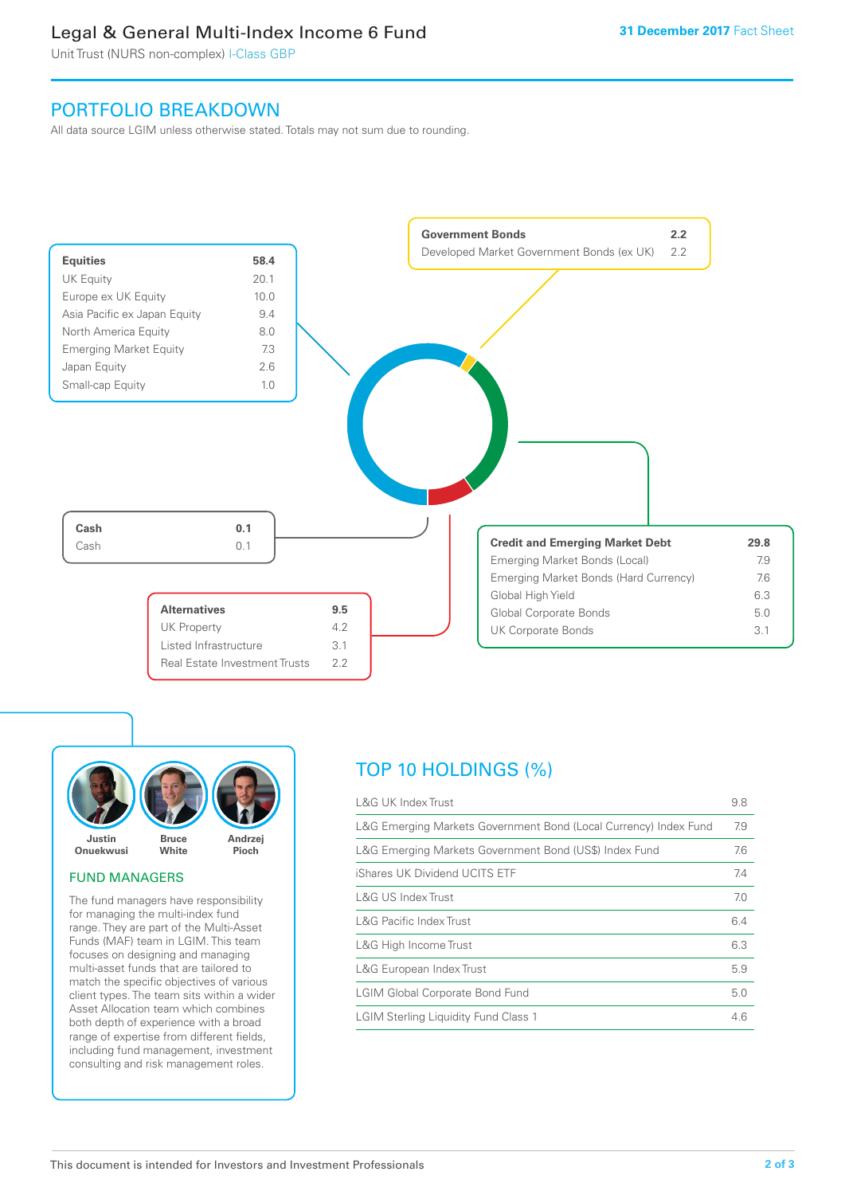# Legal & General Multi-Index Income 6 Fund

Unit Trust (NURS non-complex) I-Class GBP

31 December 2017 Fact Sheet

## PORTFOLIO BREAKDOWN

All data source LGIM unless otherwise stated. Totals may not sum due to rounding.

| Equities | 58.4 |
|---|---|
| UK Equity | 20.1 |
| Europe ex UK Equity | 10.0 |
| Asia Pacific ex Japan Equity | 9.4 |
| North America Equity | 8.0 |
| Emerging Market Equity | 7.3 |
| Japan Equity | 2.6 |
| Small-cap Equity | 1.0 |

| Government Bonds | 2.2 |
|---|---|
| Developed Market Government Bonds (ex UK) | 2.2 |

| Cash | 0.1 |
|---|---|
| Cash | 0.1 |

| Credit and Emerging Market Debt | 29.8 |
|---|---|
| Emerging Market Bonds (Local) | 7.9 |
| Emerging Market Bonds (Hard Currency) | 7.6 |
| Global High Yield | 6.3 |
| Global Corporate Bonds | 5.0 |
| UK Corporate Bonds | 3.1 |

| Alternatives | 9.5 |
|---|---|
| UK Property | 4.2 |
| Listed Infrastructure | 3.1 |
| Real Estate Investment Trusts | 2.2 |

Justin Onuekwusi, Bruce White, Andrzej Pioch

### FUND MANAGERS

The fund managers have responsibility for managing the multi-index fund range. They are part of the Multi-Asset Funds (MAF) team in LGIM. This team focuses on designing and managing multi-asset funds that are tailored to match the specific objectives of various client types. The team sits within a wider Asset Allocation team which combines both depth of experience with a broad range of expertise from different fields, including fund management, investment consulting and risk management roles.

## TOP 10 HOLDINGS (%)

| Holding | % |
|---|---|
| L&G UK Index Trust | 9.8 |
| L&G Emerging Markets Government Bond (Local Currency) Index Fund | 7.9 |
| L&G Emerging Markets Government Bond (US$) Index Fund | 7.6 |
| iShares UK Dividend UCITS ETF | 7.4 |
| L&G US Index Trust | 7.0 |
| L&G Pacific Index Trust | 6.4 |
| L&G High Income Trust | 6.3 |
| L&G European Index Trust | 5.9 |
| LGIM Global Corporate Bond Fund | 5.0 |
| LGIM Sterling Liquidity Fund Class 1 | 4.6 |

This document is intended for Investors and Investment Professionals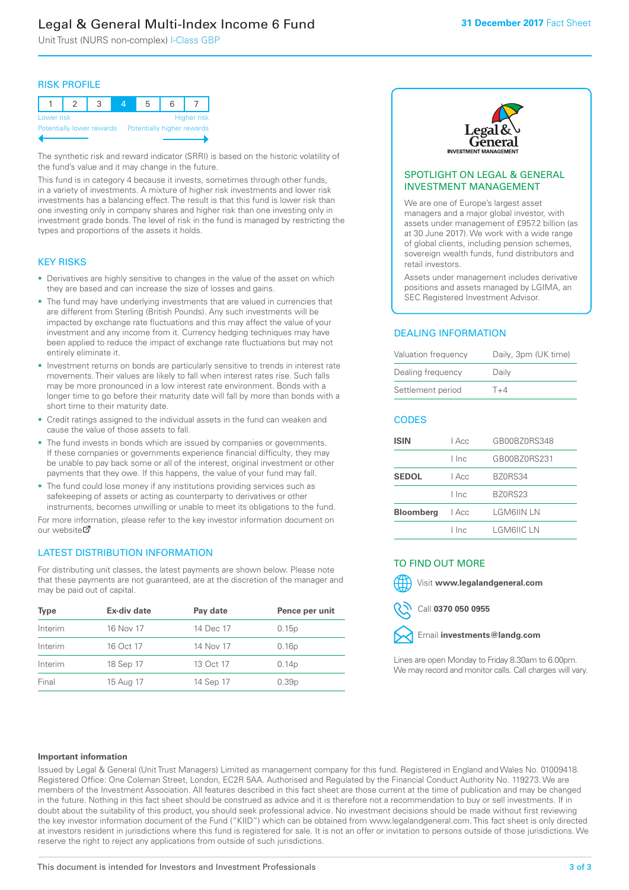# Legal & General Multi-Index Income 6 Fund

Unit Trust (NURS non-complex) I-Class GBP

31 December 2017 Fact Sheet

## RISK PROFILE

| 1 | 2 | 3 | 4 | 5 | 6 | 7 |
|---|---|---|---|---|---|---|

Lower risk — Higher risk

Potentially lower rewards — Potentially higher rewards

The synthetic risk and reward indicator (SRRI) is based on the historic volatility of the fund's value and it may change in the future.

This fund is in category 4 because it invests, sometimes through other funds, in a variety of investments. A mixture of higher risk investments and lower risk investments has a balancing effect. The result is that this fund is lower risk than one investing only in company shares and higher risk than one investing only in investment grade bonds. The level of risk in the fund is managed by restricting the types and proportions of the assets it holds.

## KEY RISKS

- Derivatives are highly sensitive to changes in the value of the asset on which they are based and can increase the size of losses and gains.
- The fund may have underlying investments that are valued in currencies that are different from Sterling (British Pounds). Any such investments will be impacted by exchange rate fluctuations and this may affect the value of your investment and any income from it. Currency hedging techniques may have been applied to reduce the impact of exchange rate fluctuations but may not entirely eliminate it.
- Investment returns on bonds are particularly sensitive to trends in interest rate movements. Their values are likely to fall when interest rates rise. Such falls may be more pronounced in a low interest rate environment. Bonds with a longer time to go before their maturity date will fall by more than bonds with a short time to their maturity date.
- Credit ratings assigned to the individual assets in the fund can weaken and cause the value of those assets to fall.
- The fund invests in bonds which are issued by companies or governments. If these companies or governments experience financial difficulty, they may be unable to pay back some or all of the interest, original investment or other payments that they owe. If this happens, the value of your fund may fall.
- The fund could lose money if any institutions providing services such as safekeeping of assets or acting as counterparty to derivatives or other instruments, becomes unwilling or unable to meet its obligations to the fund.

For more information, please refer to the key investor information document on our website

## LATEST DISTRIBUTION INFORMATION

For distributing unit classes, the latest payments are shown below. Please note that these payments are not guaranteed, are at the discretion of the manager and may be paid out of capital.

| Type | Ex-div date | Pay date | Pence per unit |
|---|---|---|---|
| Interim | 16 Nov 17 | 14 Dec 17 | 0.15p |
| Interim | 16 Oct 17 | 14 Nov 17 | 0.16p |
| Interim | 18 Sep 17 | 13 Oct 17 | 0.14p |
| Final | 15 Aug 17 | 14 Sep 17 | 0.39p |

## SPOTLIGHT ON LEGAL & GENERAL INVESTMENT MANAGEMENT

We are one of Europe's largest asset managers and a major global investor, with assets under management of £957.2 billion (as at 30 June 2017). We work with a wide range of global clients, including pension schemes, sovereign wealth funds, fund distributors and retail investors.

Assets under management includes derivative positions and assets managed by LGIMA, an SEC Registered Investment Advisor.

## DEALING INFORMATION

| | |
|---|---|
| Valuation frequency | Daily, 3pm (UK time) |
| Dealing frequency | Daily |
| Settlement period | T+4 |

## CODES

| | | |
|---|---|---|
| **ISIN** | I Acc | GB00BZ0RS348 |
| | I Inc | GB00BZ0RS231 |
| **SEDOL** | I Acc | BZ0RS34 |
| | I Inc | BZ0RS23 |
| **Bloomberg** | I Acc | LGM6IIN LN |
| | I Inc | LGM6IIC LN |

## TO FIND OUT MORE

Visit **www.legalandgeneral.com**

Call **0370 050 0955**

Email **investments@landg.com**

Lines are open Monday to Friday 8.30am to 6.00pm. We may record and monitor calls. Call charges will vary.

**Important information**

Issued by Legal & General (Unit Trust Managers) Limited as management company for this fund. Registered in England and Wales No. 01009418. Registered Office: One Coleman Street, London, EC2R 5AA. Authorised and Regulated by the Financial Conduct Authority No. 119273. We are members of the Investment Association. All features described in this fact sheet are those current at the time of publication and may be changed in the future. Nothing in this fact sheet should be construed as advice and it is therefore not a recommendation to buy or sell investments. If in doubt about the suitability of this product, you should seek professional advice. No investment decisions should be made without first reviewing the key investor information document of the Fund ("KIID") which can be obtained from www.legalandgeneral.com. This fact sheet is only directed at investors resident in jurisdictions where this fund is registered for sale. It is not an offer or invitation to persons outside of those jurisdictions. We reserve the right to reject any applications from outside of such jurisdictions.

This document is intended for Investors and Investment Professionals